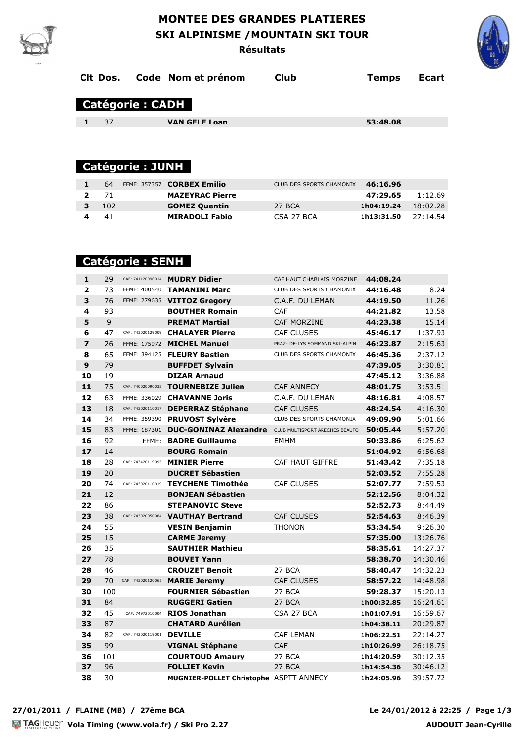# MONTEE DES GRANDES PLATIERES

## SKI ALPINISME /MOUNTAIN SKI TOUR

### Résultats

## Catégorie : CADH

| Clt | Dos. | Code | Nom et prénom | Club | Temps | Ecart |
|---|---|---|---|---|---|---|
| 1 | 37 | | VAN GELE Loan | | 53:48.08 | |

## Catégorie : JUNH

| Clt | Dos. | Code | Nom et prénom | Club | Temps | Ecart |
|---|---|---|---|---|---|---|
| 1 | 64 | FFME: 357357 | CORBEX Emilio | CLUB DES SPORTS CHAMONIX | 46:16.96 | |
| 2 | 71 | | MAZEYRAC Pierre | | 47:29.65 | 1:12.69 |
| 3 | 102 | | GOMEZ Quentin | 27 BCA | 1h04:19.24 | 18:02.28 |
| 4 | 41 | | MIRADOLI Fabio | CSA 27 BCA | 1h13:31.50 | 27:14.54 |

## Catégorie : SENH

| Clt | Dos. | Code | Nom et prénom | Club | Temps | Ecart |
|---|---|---|---|---|---|---|
| 1 | 29 | CAF: 741120090014 | MUDRY Didier | CAF HAUT CHABLAIS MORZINE | 44:08.24 | |
| 2 | 73 | FFME: 400540 | TAMANINI Marc | CLUB DES SPORTS CHAMONIX | 44:16.48 | 8.24 |
| 3 | 76 | FFME: 279635 | VITTOZ Gregory | C.A.F. DU LEMAN | 44:19.50 | 11.26 |
| 4 | 93 | | BOUTHER Romain | CAF | 44:21.82 | 13.58 |
| 5 | 9 | | PREMAT Martial | CAF MORZINE | 44:23.38 | 15.14 |
| 6 | 47 | CAF: 743020129009 | CHALAYER Pierre | CAF CLUSES | 45:46.17 | 1:37.93 |
| 7 | 26 | FFME: 175972 | MICHEL Manuel | PRAZ- DE-LYS SOMMAND SKI-ALPIN | 46:23.87 | 2:15.63 |
| 8 | 65 | FFME: 394125 | FLEURY Bastien | CLUB DES SPORTS CHAMONIX | 46:45.36 | 2:37.12 |
| 9 | 79 | | BUFFDET Sylvain | | 47:39.05 | 3:30.81 |
| 10 | 19 | | DIZAR Arnaud | | 47:45.12 | 3:36.88 |
| 11 | 75 | CAF: 740020090035 | TOURNEBIZE Julien | CAF ANNECY | 48:01.75 | 3:53.51 |
| 12 | 63 | FFME: 336029 | CHAVANNE Joris | C.A.F. DU LEMAN | 48:16.81 | 4:08.57 |
| 13 | 18 | CAF: 743020110017 | DEPERRAZ Stéphane | CAF CLUSES | 48:24.54 | 4:16.30 |
| 14 | 34 | FFME: 359390 | PRUVOST Sylvère | CLUB DES SPORTS CHAMONIX | 49:09.90 | 5:01.66 |
| 15 | 83 | FFME: 187301 | DUC-GONINAZ Alexandre | CLUB MULTISPORT ARECHES BEAUFO | 50:05.44 | 5:57.20 |
| 16 | 92 | FFME: | BADRE Guillaume | EMHM | 50:33.86 | 6:25.62 |
| 17 | 14 | | BOURG Romain | | 51:04.92 | 6:56.68 |
| 18 | 28 | CAF: 743420119095 | MINIER Pierre | CAF HAUT GIFFRE | 51:43.42 | 7:35.18 |
| 19 | 20 | | DUCRET Sébastien | | 52:03.52 | 7:55.28 |
| 20 | 74 | CAF: 743020110019 | TEYCHENE Timothée | CAF CLUSES | 52:07.77 | 7:59.53 |
| 21 | 12 | | BONJEAN Sébastien | | 52:12.56 | 8:04.32 |
| 22 | 86 | | STEPANOVIC Steve | | 52:52.73 | 8:44.49 |
| 23 | 38 | CAF: 743020050084 | VAUTHAY Bertrand | CAF CLUSES | 52:54.63 | 8:46.39 |
| 24 | 55 | | VESIN Benjamin | THONON | 53:34.54 | 9:26.30 |
| 25 | 15 | | CARME Jeremy | | 57:35.00 | 13:26.76 |
| 26 | 35 | | SAUTHIER Mathieu | | 58:35.61 | 14:27.37 |
| 27 | 78 | | BOUVET Yann | | 58:38.70 | 14:30.46 |
| 28 | 46 | | CROUZET Benoit | 27 BCA | 58:40.47 | 14:32.23 |
| 29 | 70 | CAF: 743020120065 | MARIE Jeremy | CAF CLUSES | 58:57.22 | 14:48.98 |
| 30 | 100 | | FOURNIER Sébastien | 27 BCA | 59:28.37 | 15:20.13 |
| 31 | 84 | | RUGGERI Gatien | 27 BCA | 1h00:32.85 | 16:24.61 |
| 32 | 45 | CAF: 74972010004 | RIOS Jonathan | CSA 27 BCA | 1h01:07.91 | 16:59.67 |
| 33 | 87 | | CHATARD Aurélien | | 1h04:38.11 | 20:29.87 |
| 34 | 82 | CAF: 742020119001 | DEVILLE | CAF LEMAN | 1h06:22.51 | 22:14.27 |
| 35 | 99 | | VIGNAL Stéphane | CAF | 1h10:26.99 | 26:18.75 |
| 36 | 101 | | COURTOUD Amaury | 27 BCA | 1h14:20.59 | 30:12.35 |
| 37 | 96 | | FOLLIET Kevin | 27 BCA | 1h14:54.36 | 30:46.12 |
| 38 | 30 | | MUGNIER-POLLET Christophe | ASPTT ANNECY | 1h24:05.96 | 39:57.72 |

27/01/2011 / FLAINE (MB) / 27ème BCA

Le 24/01/2012 à 22:25

Vola Timing (www.vola.fr) / Ski Pro 2.27

AUDOUIT Jean-Cyrille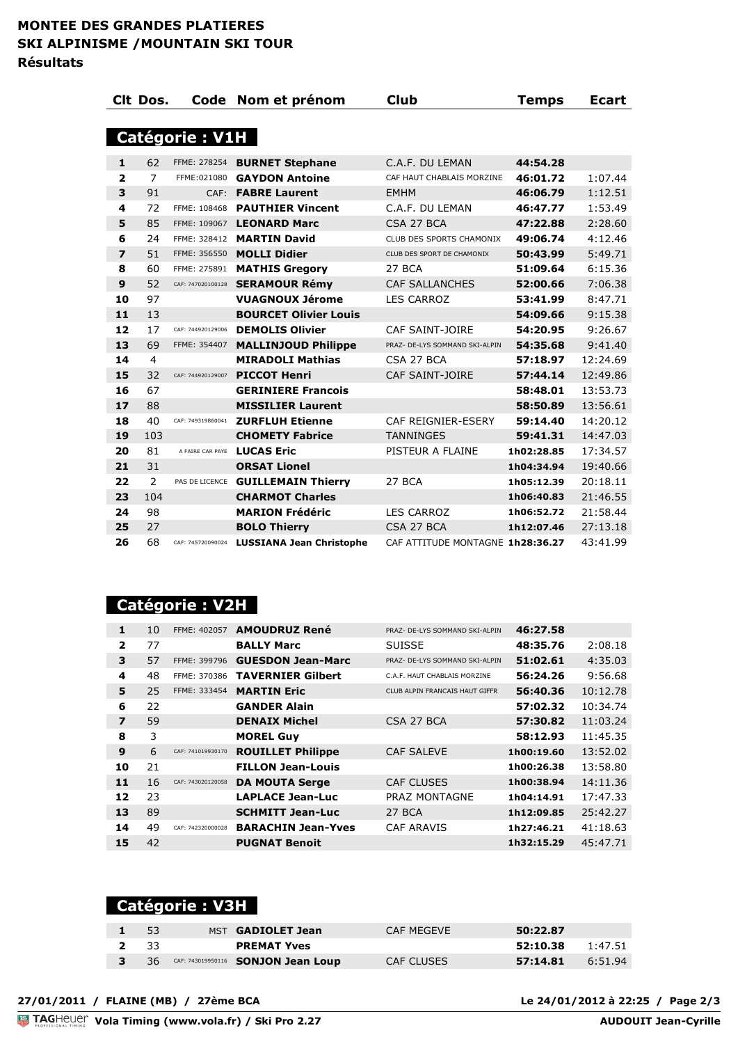# MONTEE DES GRANDES PLATIERES
## SKI ALPINISME /MOUNTAIN SKI TOUR
### Résultats

## Catégorie : V1H

| Clt | Dos. | Code | Nom et prénom | Club | Temps | Ecart |
|---|---|---|---|---|---|---|
| **1** | 62 | FFME: 278254 | **BURNET Stephane** | C.A.F. DU LEMAN | **44:54.28** | |
| **2** | 7 | FFME:021080 | **GAYDON Antoine** | CAF HAUT CHABLAIS MORZINE | **46:01.72** | 1:07.44 |
| **3** | 91 | CAF: | **FABRE Laurent** | EMHM | **46:06.79** | 1:12.51 |
| **4** | 72 | FFME: 108468 | **PAUTHIER Vincent** | C.A.F. DU LEMAN | **46:47.77** | 1:53.49 |
| **5** | 85 | FFME: 109067 | **LEONARD Marc** | CSA 27 BCA | **47:22.88** | 2:28.60 |
| **6** | 24 | FFME: 328412 | **MARTIN David** | CLUB DES SPORTS CHAMONIX | **49:06.74** | 4:12.46 |
| **7** | 51 | FFME: 356550 | **MOLLI Didier** | CLUB DES SPORT DE CHAMONIX | **50:43.99** | 5:49.71 |
| **8** | 60 | FFME: 275891 | **MATHIS Gregory** | 27 BCA | **51:09.64** | 6:15.36 |
| **9** | 52 | CAF: 747020100128 | **SERAMOUR Rémy** | CAF SALLANCHES | **52:00.66** | 7:06.38 |
| **10** | 97 | | **VUAGNOUX Jérome** | LES CARROZ | **53:41.99** | 8:47.71 |
| **11** | 13 | | **BOURCET Olivier Louis** | | **54:09.66** | 9:15.38 |
| **12** | 17 | CAF: 744920129006 | **DEMOLIS Olivier** | CAF SAINT-JOIRE | **54:20.95** | 9:26.67 |
| **13** | 69 | FFME: 354407 | **MALLINJOUD Philippe** | PRAZ- DE-LYS SOMMAND SKI-ALPIN | **54:35.68** | 9:41.40 |
| **14** | 4 | | **MIRADOLI Mathias** | CSA 27 BCA | **57:18.97** | 12:24.69 |
| **15** | 32 | CAF: 744920129007 | **PICCOT Henri** | CAF SAINT-JOIRE | **57:44.14** | 12:49.86 |
| **16** | 67 | | **GERINIERE Francois** | | **58:48.01** | 13:53.73 |
| **17** | 88 | | **MISSILIER Laurent** | | **58:50.89** | 13:56.61 |
| **18** | 40 | CAF: 749319860041 | **ZURFLUH Etienne** | CAF REIGNIER-ESERY | **59:14.40** | 14:20.12 |
| **19** | 103 | | **CHOMETY Fabrice** | TANNINGES | **59:41.31** | 14:47.03 |
| **20** | 81 | A FAIRE CAR PAYE | **LUCAS Eric** | PISTEUR A FLAINE | **1h02:28.85** | 17:34.57 |
| **21** | 31 | | **ORSAT Lionel** | | **1h04:34.94** | 19:40.66 |
| **22** | 2 | PAS DE LICENCE | **GUILLEMAIN Thierry** | 27 BCA | **1h05:12.39** | 20:18.11 |
| **23** | 104 | | **CHARMOT Charles** | | **1h06:40.83** | 21:46.55 |
| **24** | 98 | | **MARION Frédéric** | LES CARROZ | **1h06:52.72** | 21:58.44 |
| **25** | 27 | | **BOLO Thierry** | CSA 27 BCA | **1h12:07.46** | 27:13.18 |
| **26** | 68 | CAF: 745720090024 | **LUSSIANA Jean Christophe** | CAF ATTITUDE MONTAGNE | **1h28:36.27** | 43:41.99 |

## Catégorie : V2H

| Clt | Dos. | Code | Nom et prénom | Club | Temps | Ecart |
|---|---|---|---|---|---|---|
| **1** | 10 | FFME: 402057 | **AMOUDRUZ René** | PRAZ- DE-LYS SOMMAND SKI-ALPIN | **46:27.58** | |
| **2** | 77 | | **BALLY Marc** | SUISSE | **48:35.76** | 2:08.18 |
| **3** | 57 | FFME: 399796 | **GUESDON Jean-Marc** | PRAZ- DE-LYS SOMMAND SKI-ALPIN | **51:02.61** | 4:35.03 |
| **4** | 48 | FFME: 370386 | **TAVERNIER Gilbert** | C.A.F. HAUT CHABLAIS MORZINE | **56:24.26** | 9:56.68 |
| **5** | 25 | FFME: 333454 | **MARTIN Eric** | CLUB ALPIN FRANCAIS HAUT GIFFR | **56:40.36** | 10:12.78 |
| **6** | 22 | | **GANDER Alain** | | **57:02.32** | 10:34.74 |
| **7** | 59 | | **DENAIX Michel** | CSA 27 BCA | **57:30.82** | 11:03.24 |
| **8** | 3 | | **MOREL Guy** | | **58:12.93** | 11:45.35 |
| **9** | 6 | CAF: 741019930170 | **ROUILLET Philippe** | CAF SALEVE | **1h00:19.60** | 13:52.02 |
| **10** | 21 | | **FILLON Jean-Louis** | | **1h00:26.38** | 13:58.80 |
| **11** | 16 | CAF: 743020120058 | **DA MOUTA Serge** | CAF CLUSES | **1h00:38.94** | 14:11.36 |
| **12** | 23 | | **LAPLACE Jean-Luc** | PRAZ MONTAGNE | **1h04:14.91** | 17:47.33 |
| **13** | 89 | | **SCHMITT Jean-Luc** | 27 BCA | **1h12:09.85** | 25:42.27 |
| **14** | 49 | CAF: 742320000028 | **BARACHIN Jean-Yves** | CAF ARAVIS | **1h27:46.21** | 41:18.63 |
| **15** | 42 | | **PUGNAT Benoit** | | **1h32:15.29** | 45:47.71 |

## Catégorie : V3H

| Clt | Dos. | Code | Nom et prénom | Club | Temps | Ecart |
|---|---|---|---|---|---|---|
| **1** | 53 | MST | **GADIOLET Jean** | CAF MEGEVE | **50:22.87** | |
| **2** | 33 | | **PREMAT Yves** | | **52:10.38** | 1:47.51 |
| **3** | 36 | CAF: 743019950116 | **SONJON Jean Loup** | CAF CLUSES | **57:14.81** | 6:51.94 |

**27/01/2011 / FLAINE (MB) / 27ème BCA** — **Le 24/01/2012 à 22:25**

**Vola Timing (www.vola.fr) / Ski Pro 2.27** — **AUDOUIT Jean-Cyrille**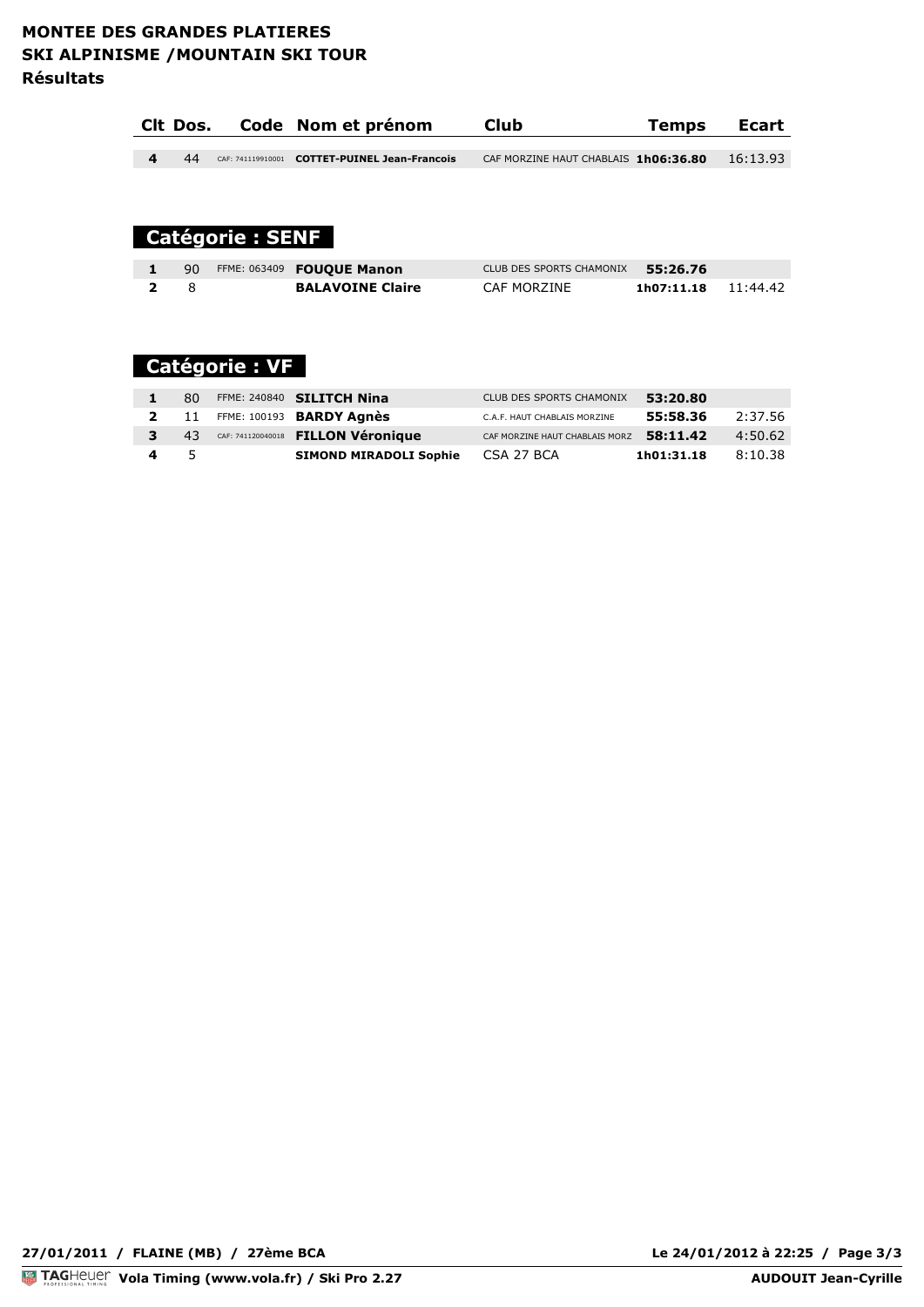**MONTEE DES GRANDES PLATIERES**
**SKI ALPINISME /MOUNTAIN SKI TOUR**
**Résultats**

| Clt | Dos. | Code | Nom et prénom | Club | Temps | Ecart |
|---|---|---|---|---|---|---|
| 4 | 44 | CAF: 741119910001 | **COTTET-PUINEL Jean-Francois** | CAF MORZINE HAUT CHABLAIS | **1h06:36.80** | 16:13.93 |

## Catégorie : SENF

| Clt | Dos. | Code | Nom et prénom | Club | Temps | Ecart |
|---|---|---|---|---|---|---|
| 1 | 90 | FFME: 063409 | **FOUQUE Manon** | CLUB DES SPORTS CHAMONIX | **55:26.76** | |
| 2 | 8 | | **BALAVOINE Claire** | CAF MORZINE | **1h07:11.18** | 11:44.42 |

## Catégorie : VF

| Clt | Dos. | Code | Nom et prénom | Club | Temps | Ecart |
|---|---|---|---|---|---|---|
| 1 | 80 | FFME: 240840 | **SILITCH Nina** | CLUB DES SPORTS CHAMONIX | **53:20.80** | |
| 2 | 11 | FFME: 100193 | **BARDY Agnès** | C.A.F. HAUT CHABLAIS MORZINE | **55:58.36** | 2:37.56 |
| 3 | 43 | CAF: 741120040018 | **FILLON Véronique** | CAF MORZINE HAUT CHABLAIS MORZ | **58:11.42** | 4:50.62 |
| 4 | 5 | | **SIMOND MIRADOLI Sophie** | CSA 27 BCA | **1h01:31.18** | 8:10.38 |

**27/01/2011 / FLAINE (MB) / 27ème BCA** — **Le 24/01/2012 à 22:25**

**Vola Timing (www.vola.fr) / Ski Pro 2.27** — **AUDOUIT Jean-Cyrille**